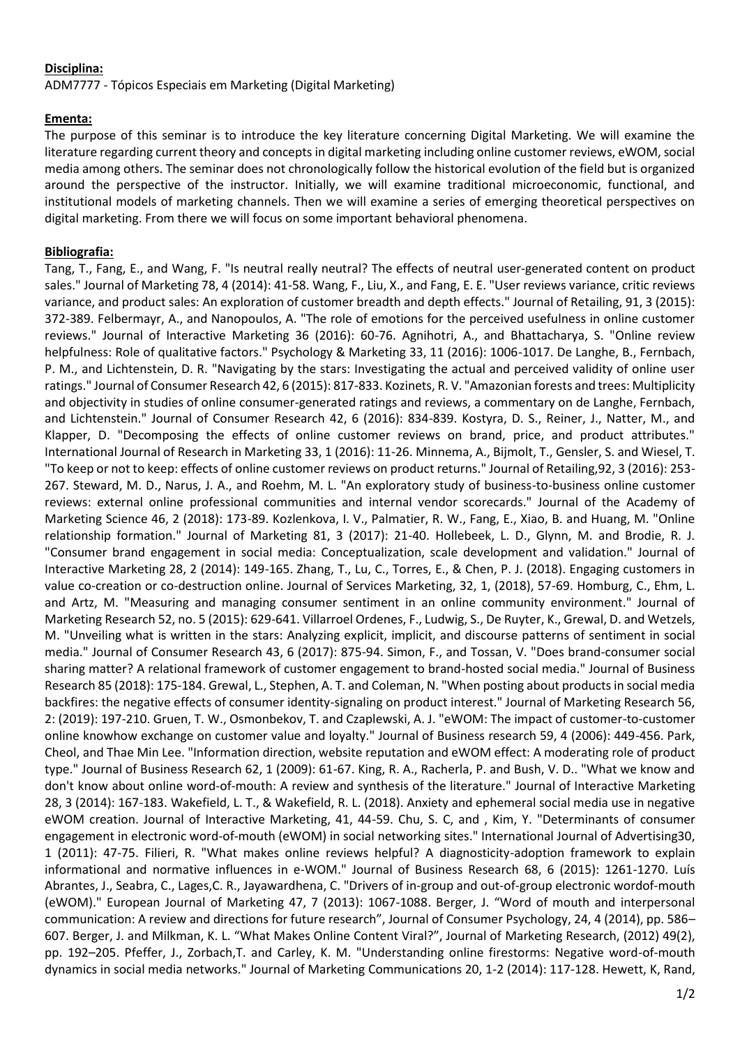**Disciplina:**

ADM7777 - Tópicos Especiais em Marketing (Digital Marketing)

**Ementa:**

The purpose of this seminar is to introduce the key literature concerning Digital Marketing. We will examine the literature regarding current theory and concepts in digital marketing including online customer reviews, eWOM, social media among others. The seminar does not chronologically follow the historical evolution of the field but is organized around the perspective of the instructor. Initially, we will examine traditional microeconomic, functional, and institutional models of marketing channels. Then we will examine a series of emerging theoretical perspectives on digital marketing. From there we will focus on some important behavioral phenomena.

**Bibliografia:**

Tang, T., Fang, E., and Wang, F. "Is neutral really neutral? The effects of neutral user-generated content on product sales." Journal of Marketing 78, 4 (2014): 41-58. Wang, F., Liu, X., and Fang, E. E. "User reviews variance, critic reviews variance, and product sales: An exploration of customer breadth and depth effects." Journal of Retailing, 91, 3 (2015): 372-389. Felbermayr, A., and Nanopoulos, A. "The role of emotions for the perceived usefulness in online customer reviews." Journal of Interactive Marketing 36 (2016): 60-76. Agnihotri, A., and Bhattacharya, S. "Online review helpfulness: Role of qualitative factors." Psychology & Marketing 33, 11 (2016): 1006-1017. De Langhe, B., Fernbach, P. M., and Lichtenstein, D. R. "Navigating by the stars: Investigating the actual and perceived validity of online user ratings." Journal of Consumer Research 42, 6 (2015): 817-833. Kozinets, R. V. "Amazonian forests and trees: Multiplicity and objectivity in studies of online consumer-generated ratings and reviews, a commentary on de Langhe, Fernbach, and Lichtenstein." Journal of Consumer Research 42, 6 (2016): 834-839. Kostyra, D. S., Reiner, J., Natter, M., and Klapper, D. "Decomposing the effects of online customer reviews on brand, price, and product attributes." International Journal of Research in Marketing 33, 1 (2016): 11-26. Minnema, A., Bijmolt, T., Gensler, S. and Wiesel, T. "To keep or not to keep: effects of online customer reviews on product returns." Journal of Retailing,92, 3 (2016): 253-267. Steward, M. D., Narus, J. A., and Roehm, M. L. "An exploratory study of business-to-business online customer reviews: external online professional communities and internal vendor scorecards." Journal of the Academy of Marketing Science 46, 2 (2018): 173-89. Kozlenkova, I. V., Palmatier, R. W., Fang, E., Xiao, B. and Huang, M. "Online relationship formation." Journal of Marketing 81, 3 (2017): 21-40. Hollebeek, L. D., Glynn, M. and Brodie, R. J. "Consumer brand engagement in social media: Conceptualization, scale development and validation." Journal of Interactive Marketing 28, 2 (2014): 149-165. Zhang, T., Lu, C., Torres, E., & Chen, P. J. (2018). Engaging customers in value co-creation or co-destruction online. Journal of Services Marketing, 32, 1, (2018), 57-69. Homburg, C., Ehm, L. and Artz, M. "Measuring and managing consumer sentiment in an online community environment." Journal of Marketing Research 52, no. 5 (2015): 629-641. Villarroel Ordenes, F., Ludwig, S., De Ruyter, K., Grewal, D. and Wetzels, M. "Unveiling what is written in the stars: Analyzing explicit, implicit, and discourse patterns of sentiment in social media." Journal of Consumer Research 43, 6 (2017): 875-94. Simon, F., and Tossan, V. "Does brand-consumer social sharing matter? A relational framework of customer engagement to brand-hosted social media." Journal of Business Research 85 (2018): 175-184. Grewal, L., Stephen, A. T. and Coleman, N. "When posting about products in social media backfires: the negative effects of consumer identity-signaling on product interest." Journal of Marketing Research 56, 2: (2019): 197-210. Gruen, T. W., Osmonbekov, T. and Czaplewski, A. J. "eWOM: The impact of customer-to-customer online knowhow exchange on customer value and loyalty." Journal of Business research 59, 4 (2006): 449-456. Park, Cheol, and Thae Min Lee. "Information direction, website reputation and eWOM effect: A moderating role of product type." Journal of Business Research 62, 1 (2009): 61-67. King, R. A., Racherla, P. and Bush, V. D.. "What we know and don't know about online word-of-mouth: A review and synthesis of the literature." Journal of Interactive Marketing 28, 3 (2014): 167-183. Wakefield, L. T., & Wakefield, R. L. (2018). Anxiety and ephemeral social media use in negative eWOM creation. Journal of Interactive Marketing, 41, 44-59. Chu, S. C, and , Kim, Y. "Determinants of consumer engagement in electronic word-of-mouth (eWOM) in social networking sites." International Journal of Advertising30, 1 (2011): 47-75. Filieri, R. "What makes online reviews helpful? A diagnosticity-adoption framework to explain informational and normative influences in e-WOM." Journal of Business Research 68, 6 (2015): 1261-1270. Luís Abrantes, J., Seabra, C., Lages,C. R., Jayawardhena, C. "Drivers of in-group and out-of-group electronic wordof-mouth (eWOM)." European Journal of Marketing 47, 7 (2013): 1067-1088. Berger, J. "Word of mouth and interpersonal communication: A review and directions for future research", Journal of Consumer Psychology, 24, 4 (2014), pp. 586–607. Berger, J. and Milkman, K. L. "What Makes Online Content Viral?", Journal of Marketing Research, (2012) 49(2), pp. 192–205. Pfeffer, J., Zorbach,T. and Carley, K. M. "Understanding online firestorms: Negative word-of-mouth dynamics in social media networks." Journal of Marketing Communications 20, 1-2 (2014): 117-128. Hewett, K, Rand,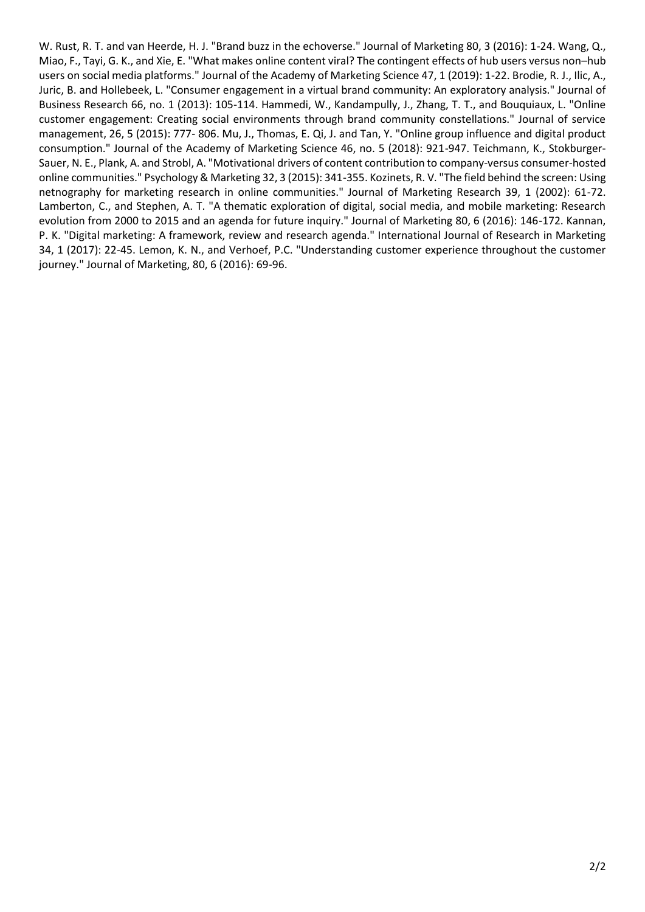W. Rust, R. T. and van Heerde, H. J. "Brand buzz in the echoverse." Journal of Marketing 80, 3 (2016): 1-24. Wang, Q., Miao, F., Tayi, G. K., and Xie, E. "What makes online content viral? The contingent effects of hub users versus non–hub users on social media platforms." Journal of the Academy of Marketing Science 47, 1 (2019): 1-22. Brodie, R. J., Ilic, A., Juric, B. and Hollebeek, L. "Consumer engagement in a virtual brand community: An exploratory analysis." Journal of Business Research 66, no. 1 (2013): 105-114. Hammedi, W., Kandampully, J., Zhang, T. T., and Bouquiaux, L. "Online customer engagement: Creating social environments through brand community constellations." Journal of service management, 26, 5 (2015): 777- 806. Mu, J., Thomas, E. Qi, J. and Tan, Y. "Online group influence and digital product consumption." Journal of the Academy of Marketing Science 46, no. 5 (2018): 921-947. Teichmann, K., Stokburger-Sauer, N. E., Plank, A. and Strobl, A. "Motivational drivers of content contribution to company-versus consumer-hosted online communities." Psychology & Marketing 32, 3 (2015): 341-355. Kozinets, R. V. "The field behind the screen: Using netnography for marketing research in online communities." Journal of Marketing Research 39, 1 (2002): 61-72. Lamberton, C., and Stephen, A. T. "A thematic exploration of digital, social media, and mobile marketing: Research evolution from 2000 to 2015 and an agenda for future inquiry." Journal of Marketing 80, 6 (2016): 146-172. Kannan, P. K. "Digital marketing: A framework, review and research agenda." International Journal of Research in Marketing 34, 1 (2017): 22-45. Lemon, K. N., and Verhoef, P.C. "Understanding customer experience throughout the customer journey." Journal of Marketing, 80, 6 (2016): 69-96.